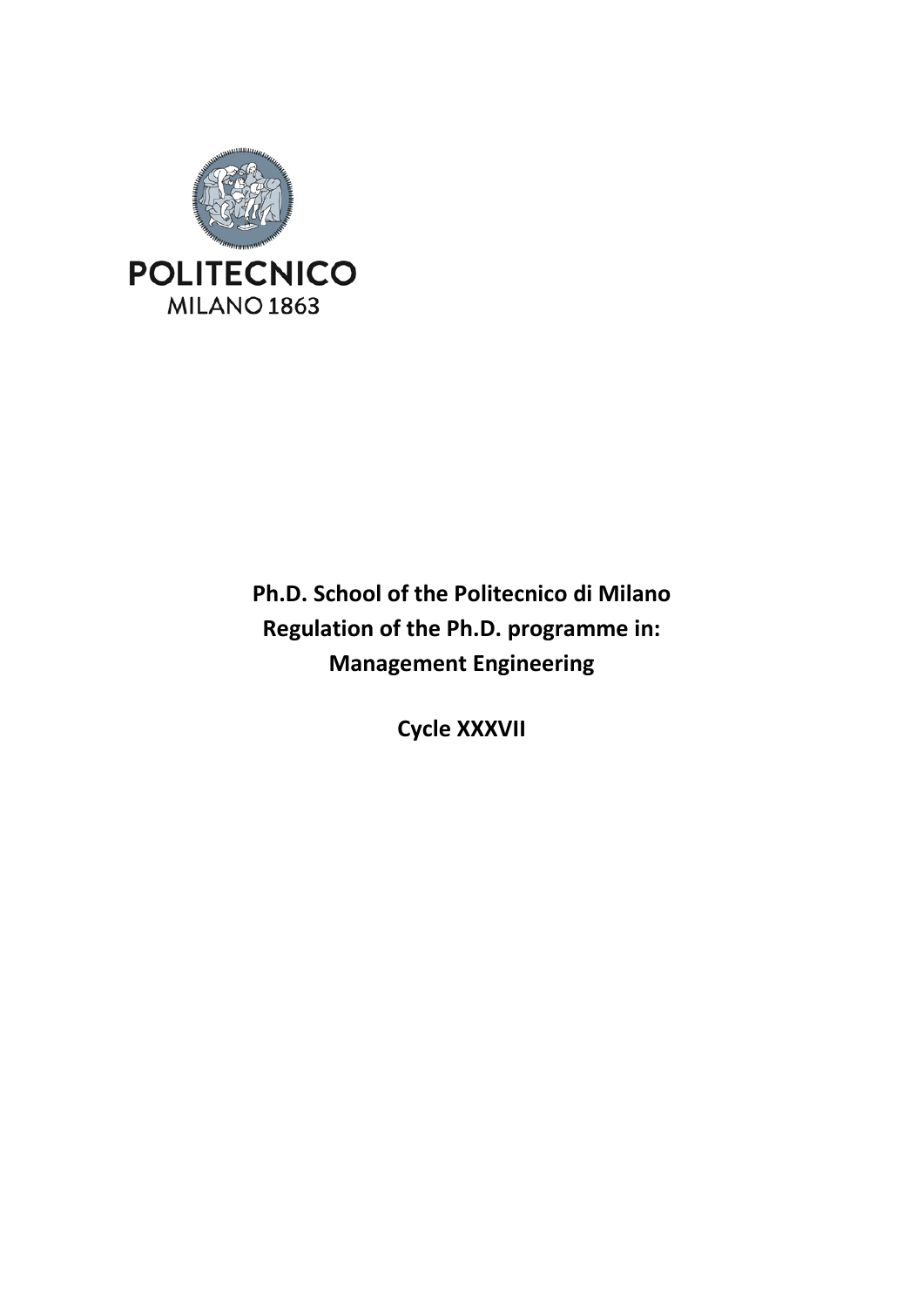POLITECNICO
MILANO 1863

**Ph.D. School of the Politecnico di Milano**
**Regulation of the Ph.D. programme in:**
**Management Engineering**

**Cycle XXXVII**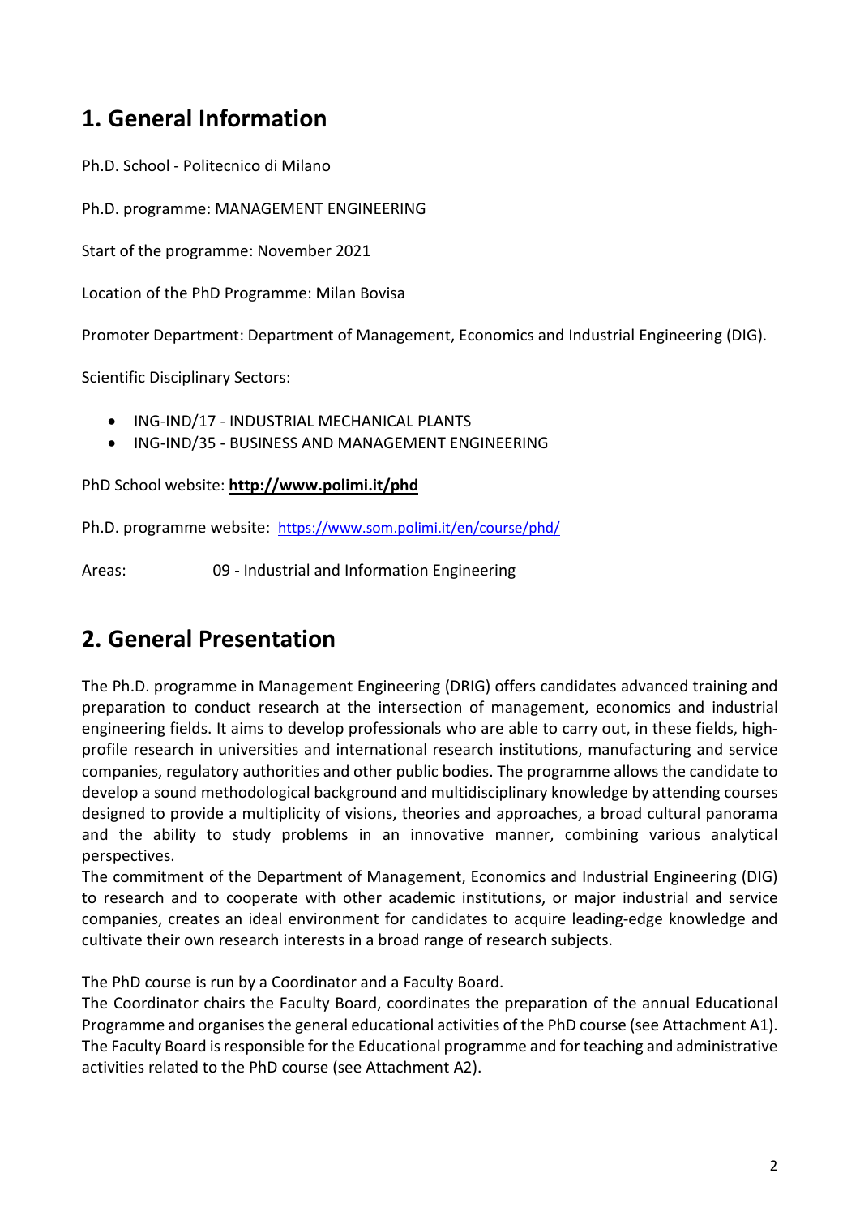## 1. General Information

Ph.D. School - Politecnico di Milano

Ph.D. programme: MANAGEMENT ENGINEERING

Start of the programme: November 2021

Location of the PhD Programme: Milan Bovisa

Promoter Department: Department of Management, Economics and Industrial Engineering (DIG).

Scientific Disciplinary Sectors:

- ING-IND/17 - INDUSTRIAL MECHANICAL PLANTS
- ING-IND/35 - BUSINESS AND MANAGEMENT ENGINEERING

PhD School website: **http://www.polimi.it/phd**

Ph.D. programme website: https://www.som.polimi.it/en/course/phd/

Areas: 09 - Industrial and Information Engineering

## 2. General Presentation

The Ph.D. programme in Management Engineering (DRIG) offers candidates advanced training and preparation to conduct research at the intersection of management, economics and industrial engineering fields. It aims to develop professionals who are able to carry out, in these fields, high-profile research in universities and international research institutions, manufacturing and service companies, regulatory authorities and other public bodies. The programme allows the candidate to develop a sound methodological background and multidisciplinary knowledge by attending courses designed to provide a multiplicity of visions, theories and approaches, a broad cultural panorama and the ability to study problems in an innovative manner, combining various analytical perspectives.
The commitment of the Department of Management, Economics and Industrial Engineering (DIG) to research and to cooperate with other academic institutions, or major industrial and service companies, creates an ideal environment for candidates to acquire leading-edge knowledge and cultivate their own research interests in a broad range of research subjects.

The PhD course is run by a Coordinator and a Faculty Board.
The Coordinator chairs the Faculty Board, coordinates the preparation of the annual Educational Programme and organises the general educational activities of the PhD course (see Attachment A1).
The Faculty Board is responsible for the Educational programme and for teaching and administrative activities related to the PhD course (see Attachment A2).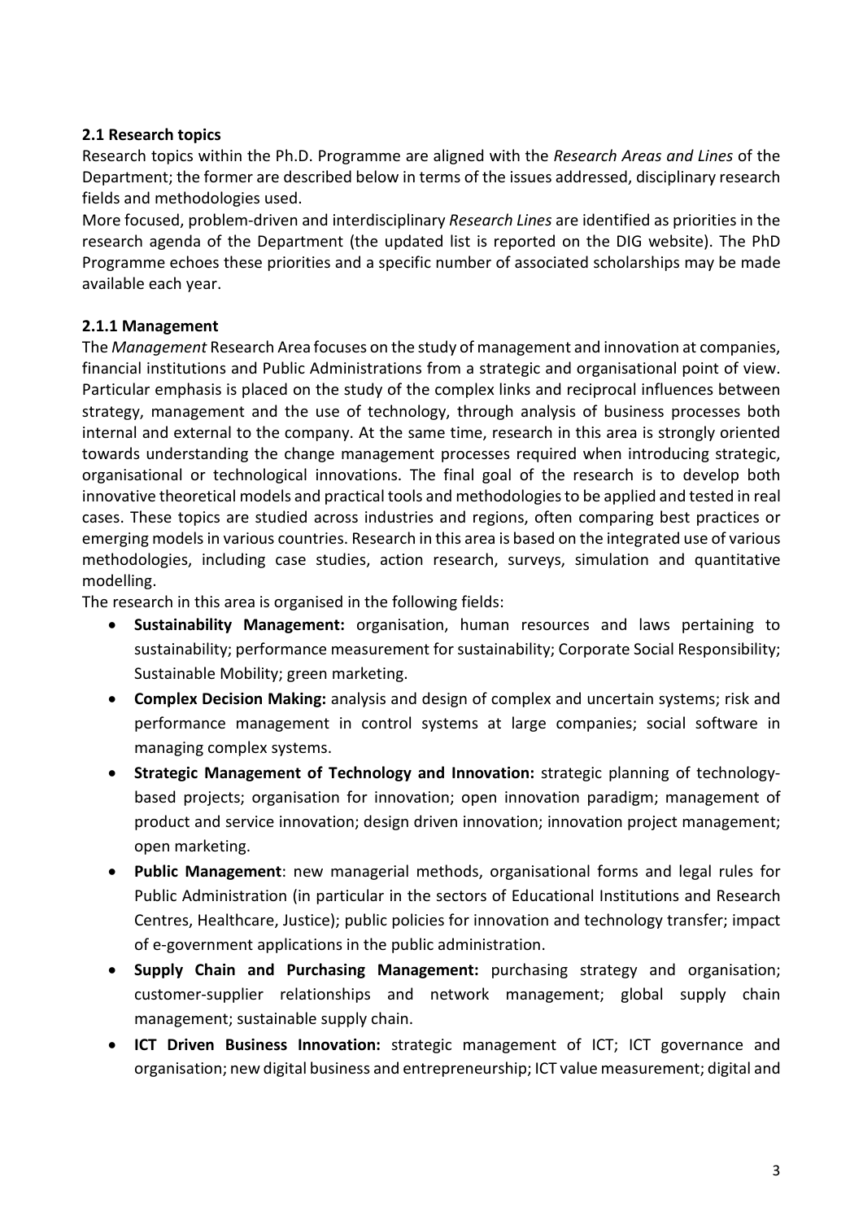### 2.1 Research topics

Research topics within the Ph.D. Programme are aligned with the *Research Areas and Lines* of the Department; the former are described below in terms of the issues addressed, disciplinary research fields and methodologies used.

More focused, problem-driven and interdisciplinary *Research Lines* are identified as priorities in the research agenda of the Department (the updated list is reported on the DIG website). The PhD Programme echoes these priorities and a specific number of associated scholarships may be made available each year.

#### 2.1.1 Management

The *Management* Research Area focuses on the study of management and innovation at companies, financial institutions and Public Administrations from a strategic and organisational point of view. Particular emphasis is placed on the study of the complex links and reciprocal influences between strategy, management and the use of technology, through analysis of business processes both internal and external to the company. At the same time, research in this area is strongly oriented towards understanding the change management processes required when introducing strategic, organisational or technological innovations. The final goal of the research is to develop both innovative theoretical models and practical tools and methodologies to be applied and tested in real cases. These topics are studied across industries and regions, often comparing best practices or emerging models in various countries. Research in this area is based on the integrated use of various methodologies, including case studies, action research, surveys, simulation and quantitative modelling.

The research in this area is organised in the following fields:

- **Sustainability Management:** organisation, human resources and laws pertaining to sustainability; performance measurement for sustainability; Corporate Social Responsibility; Sustainable Mobility; green marketing.
- **Complex Decision Making:** analysis and design of complex and uncertain systems; risk and performance management in control systems at large companies; social software in managing complex systems.
- **Strategic Management of Technology and Innovation:** strategic planning of technology-based projects; organisation for innovation; open innovation paradigm; management of product and service innovation; design driven innovation; innovation project management; open marketing.
- **Public Management**: new managerial methods, organisational forms and legal rules for Public Administration (in particular in the sectors of Educational Institutions and Research Centres, Healthcare, Justice); public policies for innovation and technology transfer; impact of e-government applications in the public administration.
- **Supply Chain and Purchasing Management:** purchasing strategy and organisation; customer-supplier relationships and network management; global supply chain management; sustainable supply chain.
- **ICT Driven Business Innovation:** strategic management of ICT; ICT governance and organisation; new digital business and entrepreneurship; ICT value measurement; digital and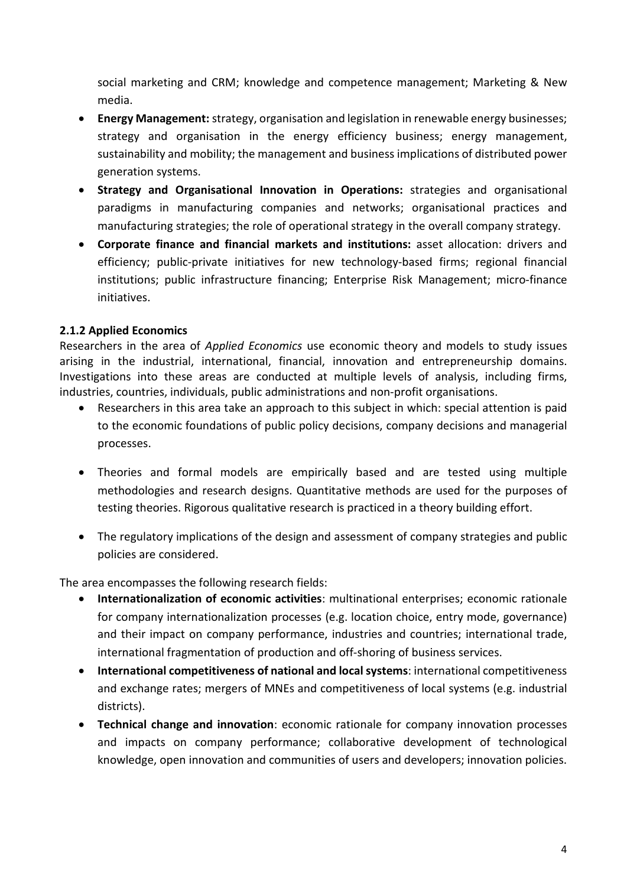social marketing and CRM; knowledge and competence management; Marketing & New media.

- **Energy Management:** strategy, organisation and legislation in renewable energy businesses; strategy and organisation in the energy efficiency business; energy management, sustainability and mobility; the management and business implications of distributed power generation systems.
- **Strategy and Organisational Innovation in Operations:** strategies and organisational paradigms in manufacturing companies and networks; organisational practices and manufacturing strategies; the role of operational strategy in the overall company strategy.
- **Corporate finance and financial markets and institutions:** asset allocation: drivers and efficiency; public-private initiatives for new technology-based firms; regional financial institutions; public infrastructure financing; Enterprise Risk Management; micro-finance initiatives.

### 2.1.2 Applied Economics

Researchers in the area of *Applied Economics* use economic theory and models to study issues arising in the industrial, international, financial, innovation and entrepreneurship domains. Investigations into these areas are conducted at multiple levels of analysis, including firms, industries, countries, individuals, public administrations and non-profit organisations.

- Researchers in this area take an approach to this subject in which: special attention is paid to the economic foundations of public policy decisions, company decisions and managerial processes.
- Theories and formal models are empirically based and are tested using multiple methodologies and research designs. Quantitative methods are used for the purposes of testing theories. Rigorous qualitative research is practiced in a theory building effort.
- The regulatory implications of the design and assessment of company strategies and public policies are considered.

The area encompasses the following research fields:

- **Internationalization of economic activities**: multinational enterprises; economic rationale for company internationalization processes (e.g. location choice, entry mode, governance) and their impact on company performance, industries and countries; international trade, international fragmentation of production and off-shoring of business services.
- **International competitiveness of national and local systems**: international competitiveness and exchange rates; mergers of MNEs and competitiveness of local systems (e.g. industrial districts).
- **Technical change and innovation**: economic rationale for company innovation processes and impacts on company performance; collaborative development of technological knowledge, open innovation and communities of users and developers; innovation policies.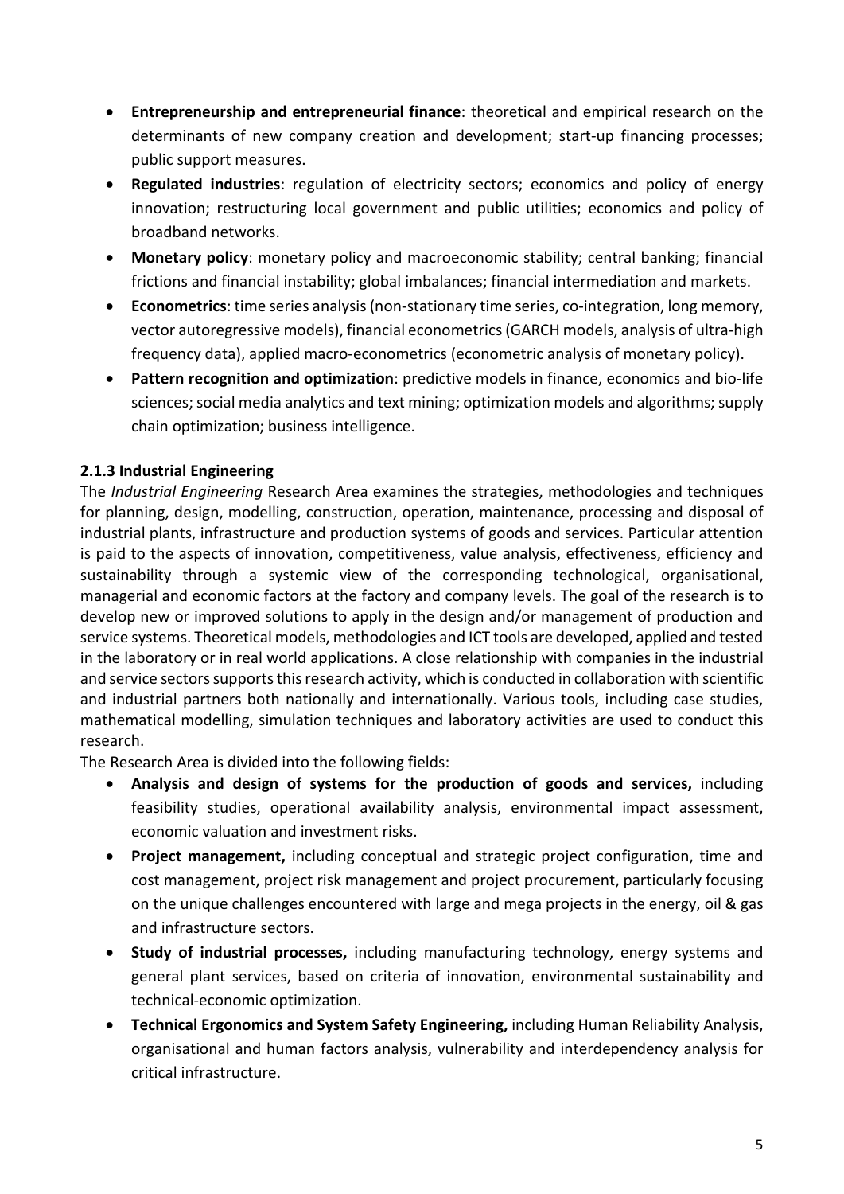- **Entrepreneurship and entrepreneurial finance**: theoretical and empirical research on the determinants of new company creation and development; start-up financing processes; public support measures.
- **Regulated industries**: regulation of electricity sectors; economics and policy of energy innovation; restructuring local government and public utilities; economics and policy of broadband networks.
- **Monetary policy**: monetary policy and macroeconomic stability; central banking; financial frictions and financial instability; global imbalances; financial intermediation and markets.
- **Econometrics**: time series analysis (non-stationary time series, co-integration, long memory, vector autoregressive models), financial econometrics (GARCH models, analysis of ultra-high frequency data), applied macro-econometrics (econometric analysis of monetary policy).
- **Pattern recognition and optimization**: predictive models in finance, economics and bio-life sciences; social media analytics and text mining; optimization models and algorithms; supply chain optimization; business intelligence.

### 2.1.3 Industrial Engineering

The *Industrial Engineering* Research Area examines the strategies, methodologies and techniques for planning, design, modelling, construction, operation, maintenance, processing and disposal of industrial plants, infrastructure and production systems of goods and services. Particular attention is paid to the aspects of innovation, competitiveness, value analysis, effectiveness, efficiency and sustainability through a systemic view of the corresponding technological, organisational, managerial and economic factors at the factory and company levels. The goal of the research is to develop new or improved solutions to apply in the design and/or management of production and service systems. Theoretical models, methodologies and ICT tools are developed, applied and tested in the laboratory or in real world applications. A close relationship with companies in the industrial and service sectors supports this research activity, which is conducted in collaboration with scientific and industrial partners both nationally and internationally. Various tools, including case studies, mathematical modelling, simulation techniques and laboratory activities are used to conduct this research.

The Research Area is divided into the following fields:

- **Analysis and design of systems for the production of goods and services,** including feasibility studies, operational availability analysis, environmental impact assessment, economic valuation and investment risks.
- **Project management,** including conceptual and strategic project configuration, time and cost management, project risk management and project procurement, particularly focusing on the unique challenges encountered with large and mega projects in the energy, oil & gas and infrastructure sectors.
- **Study of industrial processes,** including manufacturing technology, energy systems and general plant services, based on criteria of innovation, environmental sustainability and technical-economic optimization.
- **Technical Ergonomics and System Safety Engineering,** including Human Reliability Analysis, organisational and human factors analysis, vulnerability and interdependency analysis for critical infrastructure.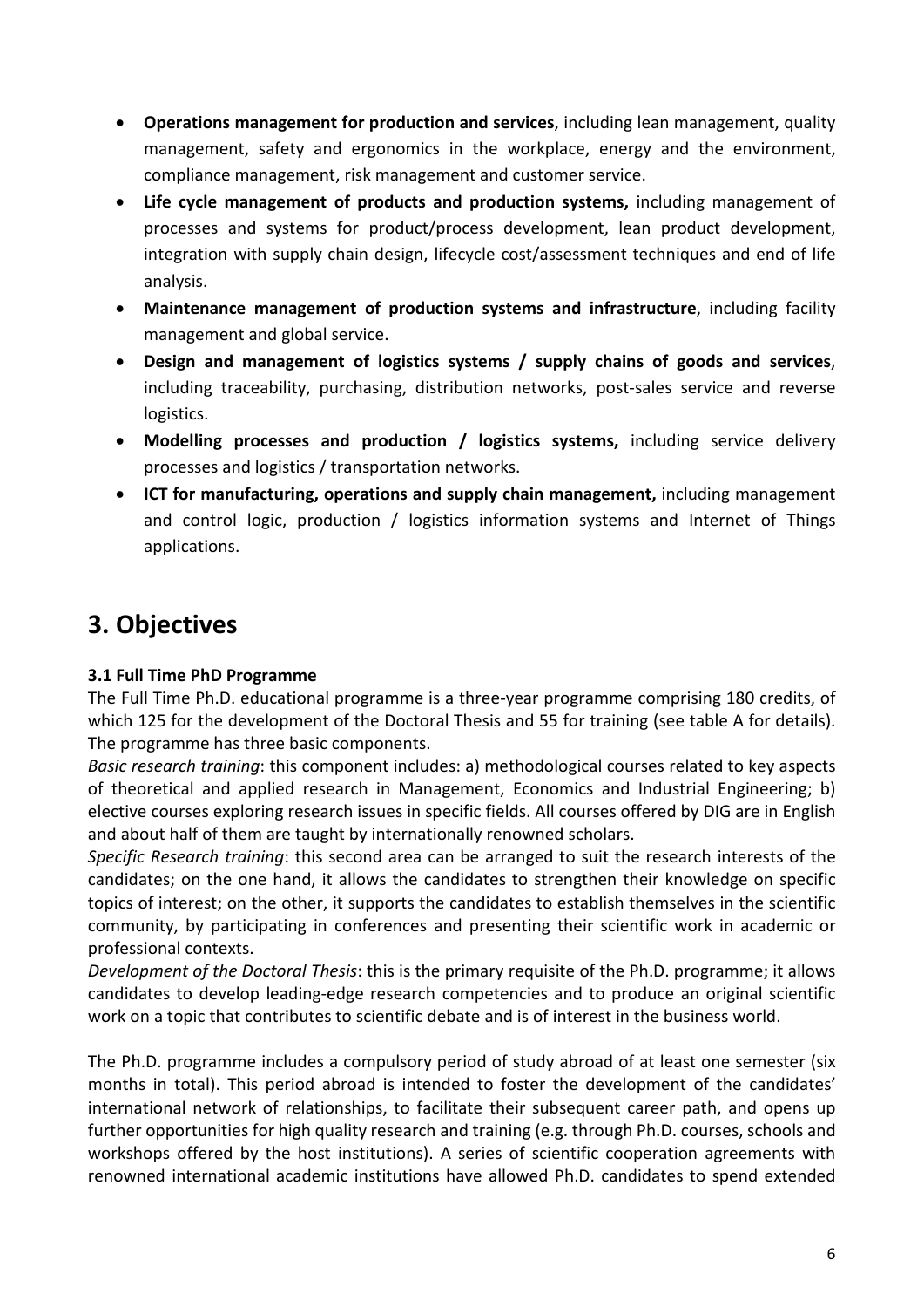- **Operations management for production and services**, including lean management, quality management, safety and ergonomics in the workplace, energy and the environment, compliance management, risk management and customer service.
- **Life cycle management of products and production systems,** including management of processes and systems for product/process development, lean product development, integration with supply chain design, lifecycle cost/assessment techniques and end of life analysis.
- **Maintenance management of production systems and infrastructure**, including facility management and global service.
- **Design and management of logistics systems / supply chains of goods and services**, including traceability, purchasing, distribution networks, post-sales service and reverse logistics.
- **Modelling processes and production / logistics systems,** including service delivery processes and logistics / transportation networks.
- **ICT for manufacturing, operations and supply chain management,** including management and control logic, production / logistics information systems and Internet of Things applications.

# 3. Objectives

### 3.1 Full Time PhD Programme

The Full Time Ph.D. educational programme is a three-year programme comprising 180 credits, of which 125 for the development of the Doctoral Thesis and 55 for training (see table A for details). The programme has three basic components.

*Basic research training*: this component includes: a) methodological courses related to key aspects of theoretical and applied research in Management, Economics and Industrial Engineering; b) elective courses exploring research issues in specific fields. All courses offered by DIG are in English and about half of them are taught by internationally renowned scholars.

*Specific Research training*: this second area can be arranged to suit the research interests of the candidates; on the one hand, it allows the candidates to strengthen their knowledge on specific topics of interest; on the other, it supports the candidates to establish themselves in the scientific community, by participating in conferences and presenting their scientific work in academic or professional contexts.

*Development of the Doctoral Thesis*: this is the primary requisite of the Ph.D. programme; it allows candidates to develop leading-edge research competencies and to produce an original scientific work on a topic that contributes to scientific debate and is of interest in the business world.

The Ph.D. programme includes a compulsory period of study abroad of at least one semester (six months in total). This period abroad is intended to foster the development of the candidates' international network of relationships, to facilitate their subsequent career path, and opens up further opportunities for high quality research and training (e.g. through Ph.D. courses, schools and workshops offered by the host institutions). A series of scientific cooperation agreements with renowned international academic institutions have allowed Ph.D. candidates to spend extended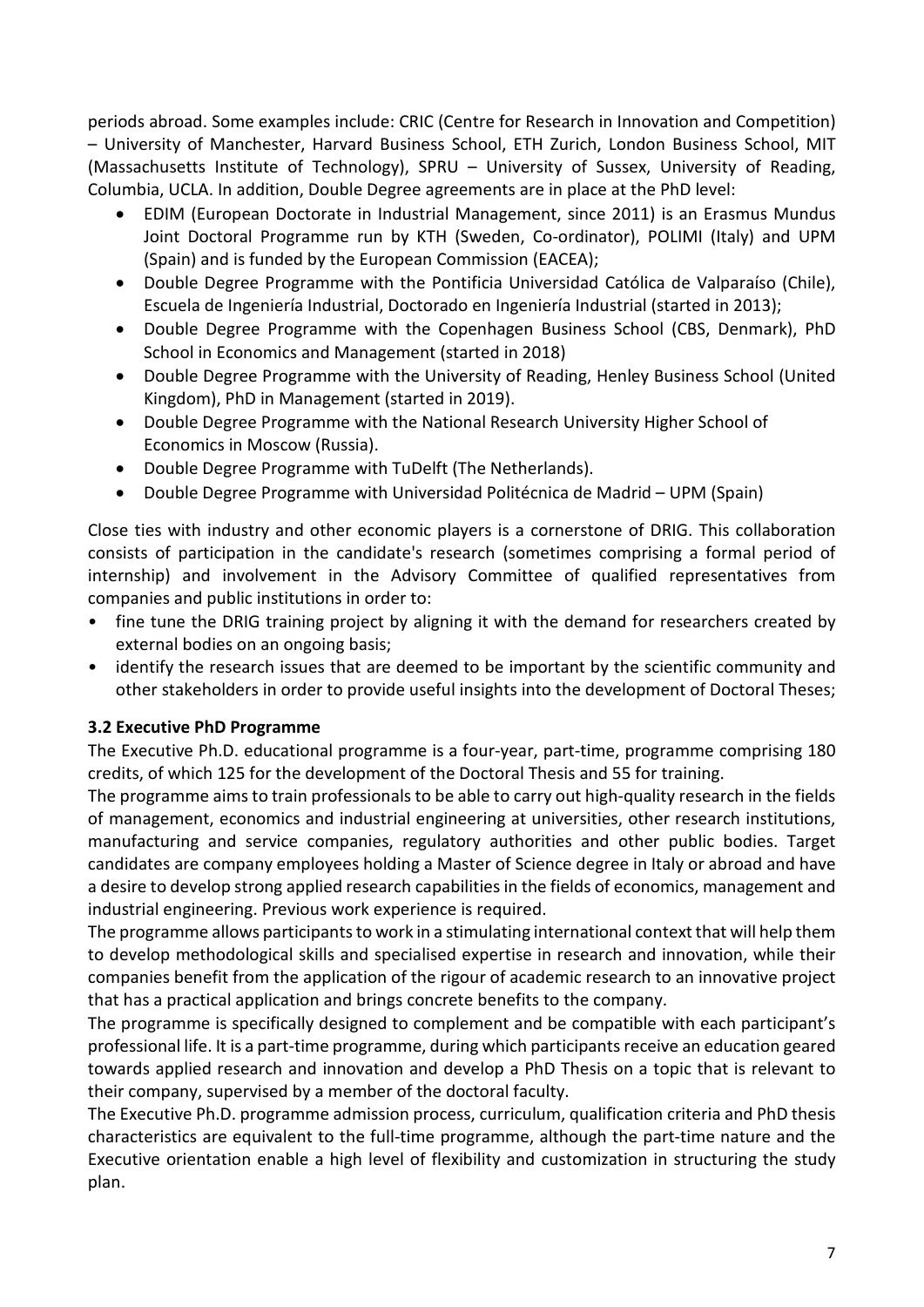periods abroad. Some examples include: CRIC (Centre for Research in Innovation and Competition) – University of Manchester, Harvard Business School, ETH Zurich, London Business School, MIT (Massachusetts Institute of Technology), SPRU – University of Sussex, University of Reading, Columbia, UCLA. In addition, Double Degree agreements are in place at the PhD level:

- EDIM (European Doctorate in Industrial Management, since 2011) is an Erasmus Mundus Joint Doctoral Programme run by KTH (Sweden, Co-ordinator), POLIMI (Italy) and UPM (Spain) and is funded by the European Commission (EACEA);
- Double Degree Programme with the Pontificia Universidad Católica de Valparaíso (Chile), Escuela de Ingeniería Industrial, Doctorado en Ingeniería Industrial (started in 2013);
- Double Degree Programme with the Copenhagen Business School (CBS, Denmark), PhD School in Economics and Management (started in 2018)
- Double Degree Programme with the University of Reading, Henley Business School (United Kingdom), PhD in Management (started in 2019).
- Double Degree Programme with the National Research University Higher School of Economics in Moscow (Russia).
- Double Degree Programme with TuDelft (The Netherlands).
- Double Degree Programme with Universidad Politécnica de Madrid – UPM (Spain)

Close ties with industry and other economic players is a cornerstone of DRIG. This collaboration consists of participation in the candidate's research (sometimes comprising a formal period of internship) and involvement in the Advisory Committee of qualified representatives from companies and public institutions in order to:

- fine tune the DRIG training project by aligning it with the demand for researchers created by external bodies on an ongoing basis;
- identify the research issues that are deemed to be important by the scientific community and other stakeholders in order to provide useful insights into the development of Doctoral Theses;

### 3.2 Executive PhD Programme

The Executive Ph.D. educational programme is a four-year, part-time, programme comprising 180 credits, of which 125 for the development of the Doctoral Thesis and 55 for training.

The programme aims to train professionals to be able to carry out high-quality research in the fields of management, economics and industrial engineering at universities, other research institutions, manufacturing and service companies, regulatory authorities and other public bodies. Target candidates are company employees holding a Master of Science degree in Italy or abroad and have a desire to develop strong applied research capabilities in the fields of economics, management and industrial engineering. Previous work experience is required.

The programme allows participants to work in a stimulating international context that will help them to develop methodological skills and specialised expertise in research and innovation, while their companies benefit from the application of the rigour of academic research to an innovative project that has a practical application and brings concrete benefits to the company.

The programme is specifically designed to complement and be compatible with each participant's professional life. It is a part-time programme, during which participants receive an education geared towards applied research and innovation and develop a PhD Thesis on a topic that is relevant to their company, supervised by a member of the doctoral faculty.

The Executive Ph.D. programme admission process, curriculum, qualification criteria and PhD thesis characteristics are equivalent to the full-time programme, although the part-time nature and the Executive orientation enable a high level of flexibility and customization in structuring the study plan.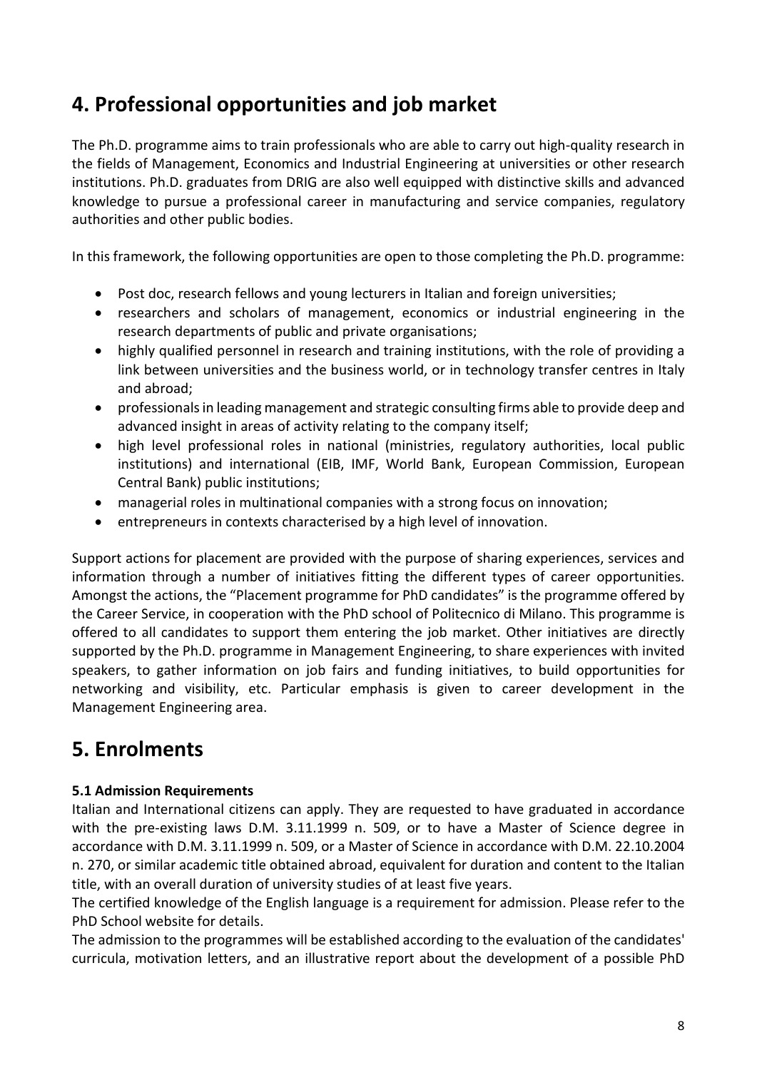## 4. Professional opportunities and job market

The Ph.D. programme aims to train professionals who are able to carry out high-quality research in the fields of Management, Economics and Industrial Engineering at universities or other research institutions. Ph.D. graduates from DRIG are also well equipped with distinctive skills and advanced knowledge to pursue a professional career in manufacturing and service companies, regulatory authorities and other public bodies.

In this framework, the following opportunities are open to those completing the Ph.D. programme:

- Post doc, research fellows and young lecturers in Italian and foreign universities;
- researchers and scholars of management, economics or industrial engineering in the research departments of public and private organisations;
- highly qualified personnel in research and training institutions, with the role of providing a link between universities and the business world, or in technology transfer centres in Italy and abroad;
- professionals in leading management and strategic consulting firms able to provide deep and advanced insight in areas of activity relating to the company itself;
- high level professional roles in national (ministries, regulatory authorities, local public institutions) and international (EIB, IMF, World Bank, European Commission, European Central Bank) public institutions;
- managerial roles in multinational companies with a strong focus on innovation;
- entrepreneurs in contexts characterised by a high level of innovation.

Support actions for placement are provided with the purpose of sharing experiences, services and information through a number of initiatives fitting the different types of career opportunities. Amongst the actions, the "Placement programme for PhD candidates" is the programme offered by the Career Service, in cooperation with the PhD school of Politecnico di Milano. This programme is offered to all candidates to support them entering the job market. Other initiatives are directly supported by the Ph.D. programme in Management Engineering, to share experiences with invited speakers, to gather information on job fairs and funding initiatives, to build opportunities for networking and visibility, etc. Particular emphasis is given to career development in the Management Engineering area.

## 5. Enrolments

**5.1 Admission Requirements**

Italian and International citizens can apply. They are requested to have graduated in accordance with the pre-existing laws D.M. 3.11.1999 n. 509, or to have a Master of Science degree in accordance with D.M. 3.11.1999 n. 509, or a Master of Science in accordance with D.M. 22.10.2004 n. 270, or similar academic title obtained abroad, equivalent for duration and content to the Italian title, with an overall duration of university studies of at least five years.

The certified knowledge of the English language is a requirement for admission. Please refer to the PhD School website for details.

The admission to the programmes will be established according to the evaluation of the candidates' curricula, motivation letters, and an illustrative report about the development of a possible PhD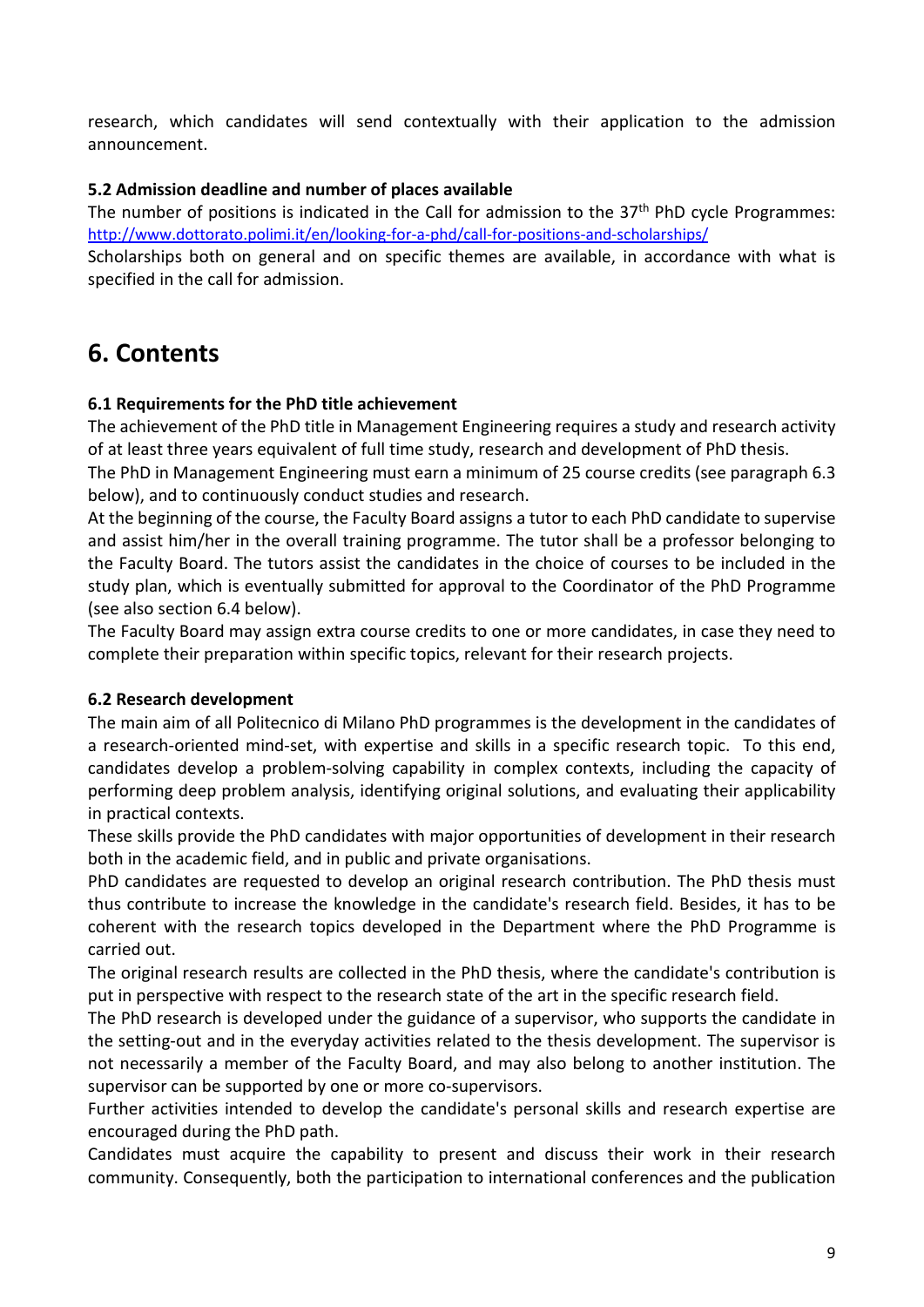research, which candidates will send contextually with their application to the admission announcement.

### 5.2 Admission deadline and number of places available

The number of positions is indicated in the Call for admission to the 37th PhD cycle Programmes: http://www.dottorato.polimi.it/en/looking-for-a-phd/call-for-positions-and-scholarships/

Scholarships both on general and on specific themes are available, in accordance with what is specified in the call for admission.

## 6. Contents

### 6.1 Requirements for the PhD title achievement

The achievement of the PhD title in Management Engineering requires a study and research activity of at least three years equivalent of full time study, research and development of PhD thesis.

The PhD in Management Engineering must earn a minimum of 25 course credits (see paragraph 6.3 below), and to continuously conduct studies and research.

At the beginning of the course, the Faculty Board assigns a tutor to each PhD candidate to supervise and assist him/her in the overall training programme. The tutor shall be a professor belonging to the Faculty Board. The tutors assist the candidates in the choice of courses to be included in the study plan, which is eventually submitted for approval to the Coordinator of the PhD Programme (see also section 6.4 below).

The Faculty Board may assign extra course credits to one or more candidates, in case they need to complete their preparation within specific topics, relevant for their research projects.

### 6.2 Research development

The main aim of all Politecnico di Milano PhD programmes is the development in the candidates of a research-oriented mind-set, with expertise and skills in a specific research topic. To this end, candidates develop a problem-solving capability in complex contexts, including the capacity of performing deep problem analysis, identifying original solutions, and evaluating their applicability in practical contexts.

These skills provide the PhD candidates with major opportunities of development in their research both in the academic field, and in public and private organisations.

PhD candidates are requested to develop an original research contribution. The PhD thesis must thus contribute to increase the knowledge in the candidate's research field. Besides, it has to be coherent with the research topics developed in the Department where the PhD Programme is carried out.

The original research results are collected in the PhD thesis, where the candidate's contribution is put in perspective with respect to the research state of the art in the specific research field.

The PhD research is developed under the guidance of a supervisor, who supports the candidate in the setting-out and in the everyday activities related to the thesis development. The supervisor is not necessarily a member of the Faculty Board, and may also belong to another institution. The supervisor can be supported by one or more co-supervisors.

Further activities intended to develop the candidate's personal skills and research expertise are encouraged during the PhD path.

Candidates must acquire the capability to present and discuss their work in their research community. Consequently, both the participation to international conferences and the publication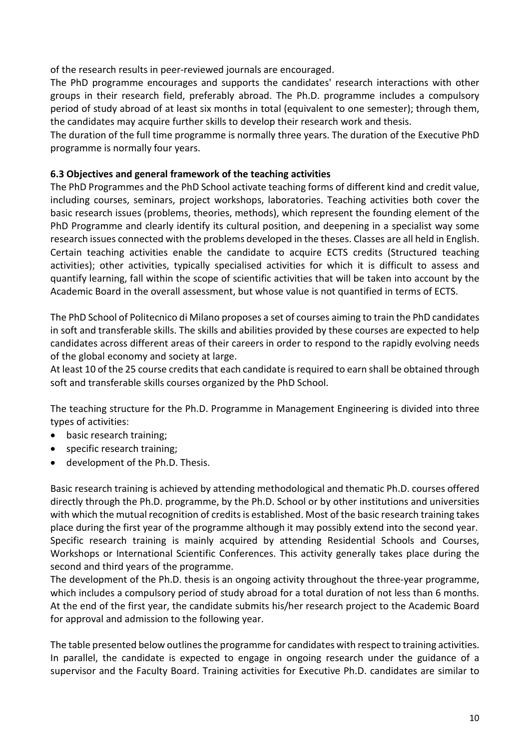of the research results in peer-reviewed journals are encouraged.

The PhD programme encourages and supports the candidates' research interactions with other groups in their research field, preferably abroad. The Ph.D. programme includes a compulsory period of study abroad of at least six months in total (equivalent to one semester); through them, the candidates may acquire further skills to develop their research work and thesis.

The duration of the full time programme is normally three years. The duration of the Executive PhD programme is normally four years.

### 6.3 Objectives and general framework of the teaching activities

The PhD Programmes and the PhD School activate teaching forms of different kind and credit value, including courses, seminars, project workshops, laboratories. Teaching activities both cover the basic research issues (problems, theories, methods), which represent the founding element of the PhD Programme and clearly identify its cultural position, and deepening in a specialist way some research issues connected with the problems developed in the theses. Classes are all held in English. Certain teaching activities enable the candidate to acquire ECTS credits (Structured teaching activities); other activities, typically specialised activities for which it is difficult to assess and quantify learning, fall within the scope of scientific activities that will be taken into account by the Academic Board in the overall assessment, but whose value is not quantified in terms of ECTS.

The PhD School of Politecnico di Milano proposes a set of courses aiming to train the PhD candidates in soft and transferable skills. The skills and abilities provided by these courses are expected to help candidates across different areas of their careers in order to respond to the rapidly evolving needs of the global economy and society at large.

At least 10 of the 25 course credits that each candidate is required to earn shall be obtained through soft and transferable skills courses organized by the PhD School.

The teaching structure for the Ph.D. Programme in Management Engineering is divided into three types of activities:

- basic research training;
- specific research training;
- development of the Ph.D. Thesis.

Basic research training is achieved by attending methodological and thematic Ph.D. courses offered directly through the Ph.D. programme, by the Ph.D. School or by other institutions and universities with which the mutual recognition of credits is established. Most of the basic research training takes place during the first year of the programme although it may possibly extend into the second year.

Specific research training is mainly acquired by attending Residential Schools and Courses, Workshops or International Scientific Conferences. This activity generally takes place during the second and third years of the programme.

The development of the Ph.D. thesis is an ongoing activity throughout the three-year programme, which includes a compulsory period of study abroad for a total duration of not less than 6 months. At the end of the first year, the candidate submits his/her research project to the Academic Board for approval and admission to the following year.

The table presented below outlines the programme for candidates with respect to training activities. In parallel, the candidate is expected to engage in ongoing research under the guidance of a supervisor and the Faculty Board. Training activities for Executive Ph.D. candidates are similar to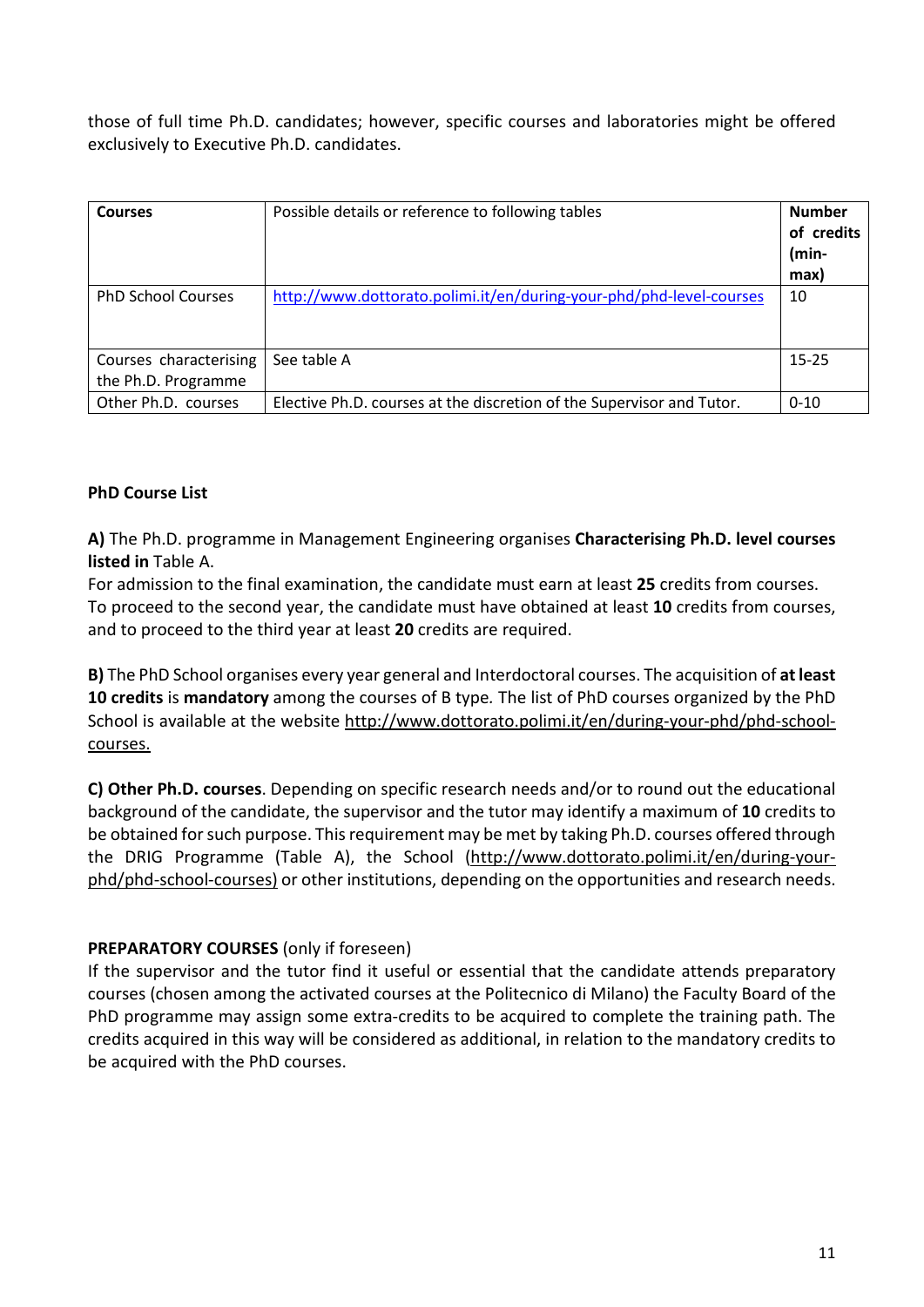those of full time Ph.D. candidates; however, specific courses and laboratories might be offered exclusively to Executive Ph.D. candidates.

| **Courses** | Possible details or reference to following tables | **Number of credits (min-max)** |
|---|---|---|
| PhD School Courses | http://www.dottorato.polimi.it/en/during-your-phd/phd-level-courses | 10 |
| Courses characterising the Ph.D. Programme | See table A | 15-25 |
| Other Ph.D. courses | Elective Ph.D. courses at the discretion of the Supervisor and Tutor. | 0-10 |

**PhD Course List**

**A)** The Ph.D. programme in Management Engineering organises **Characterising Ph.D. level courses listed in** Table A.
For admission to the final examination, the candidate must earn at least **25** credits from courses.
To proceed to the second year, the candidate must have obtained at least **10** credits from courses, and to proceed to the third year at least **20** credits are required.

**B)** The PhD School organises every year general and Interdoctoral courses. The acquisition of **at least 10 credits** is **mandatory** among the courses of B type. The list of PhD courses organized by the PhD School is available at the website http://www.dottorato.polimi.it/en/during-your-phd/phd-school-courses.

**C) Other Ph.D. courses**. Depending on specific research needs and/or to round out the educational background of the candidate, the supervisor and the tutor may identify a maximum of **10** credits to be obtained for such purpose. This requirement may be met by taking Ph.D. courses offered through the DRIG Programme (Table A), the School (http://www.dottorato.polimi.it/en/during-your-phd/phd-school-courses) or other institutions, depending on the opportunities and research needs.

**PREPARATORY COURSES** (only if foreseen)
If the supervisor and the tutor find it useful or essential that the candidate attends preparatory courses (chosen among the activated courses at the Politecnico di Milano) the Faculty Board of the PhD programme may assign some extra-credits to be acquired to complete the training path. The credits acquired in this way will be considered as additional, in relation to the mandatory credits to be acquired with the PhD courses.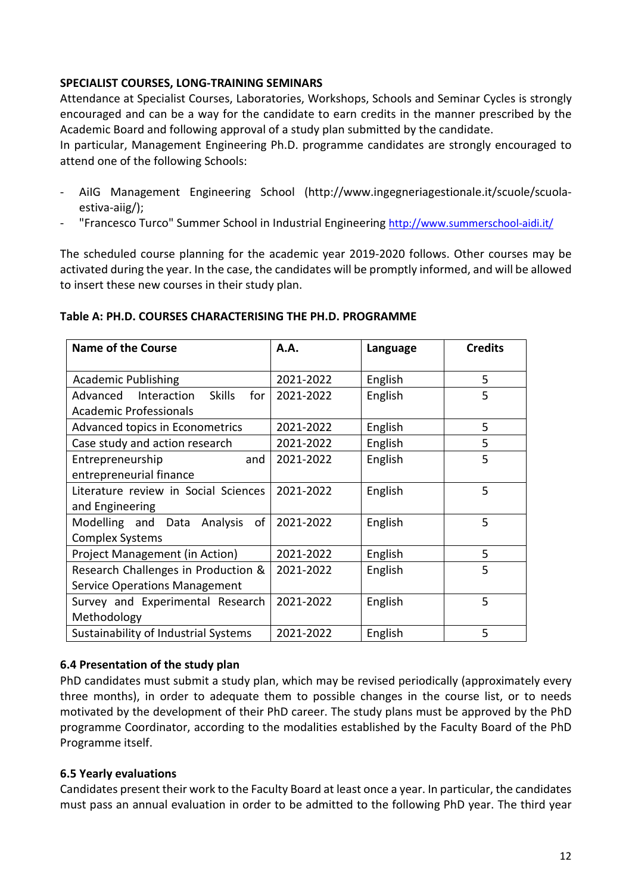**SPECIALIST COURSES, LONG-TRAINING SEMINARS**

Attendance at Specialist Courses, Laboratories, Workshops, Schools and Seminar Cycles is strongly encouraged and can be a way for the candidate to earn credits in the manner prescribed by the Academic Board and following approval of a study plan submitted by the candidate.
In particular, Management Engineering Ph.D. programme candidates are strongly encouraged to attend one of the following Schools:

- AiIG Management Engineering School (http://www.ingegneriagestionale.it/scuole/scuola-estiva-aiig/);
- "Francesco Turco" Summer School in Industrial Engineering http://www.summerschool-aidi.it/

The scheduled course planning for the academic year 2019-2020 follows. Other courses may be activated during the year. In the case, the candidates will be promptly informed, and will be allowed to insert these new courses in their study plan.

**Table A: PH.D. COURSES CHARACTERISING THE PH.D. PROGRAMME**

| Name of the Course | A.A. | Language | Credits |
|---|---|---|---|
| Academic Publishing | 2021-2022 | English | 5 |
| Advanced Interaction Skills for Academic Professionals | 2021-2022 | English | 5 |
| Advanced topics in Econometrics | 2021-2022 | English | 5 |
| Case study and action research | 2021-2022 | English | 5 |
| Entrepreneurship and entrepreneurial finance | 2021-2022 | English | 5 |
| Literature review in Social Sciences and Engineering | 2021-2022 | English | 5 |
| Modelling and Data Analysis of Complex Systems | 2021-2022 | English | 5 |
| Project Management (in Action) | 2021-2022 | English | 5 |
| Research Challenges in Production & Service Operations Management | 2021-2022 | English | 5 |
| Survey and Experimental Research Methodology | 2021-2022 | English | 5 |
| Sustainability of Industrial Systems | 2021-2022 | English | 5 |

### 6.4 Presentation of the study plan

PhD candidates must submit a study plan, which may be revised periodically (approximately every three months), in order to adequate them to possible changes in the course list, or to needs motivated by the development of their PhD career. The study plans must be approved by the PhD programme Coordinator, according to the modalities established by the Faculty Board of the PhD Programme itself.

### 6.5 Yearly evaluations

Candidates present their work to the Faculty Board at least once a year. In particular, the candidates must pass an annual evaluation in order to be admitted to the following PhD year. The third year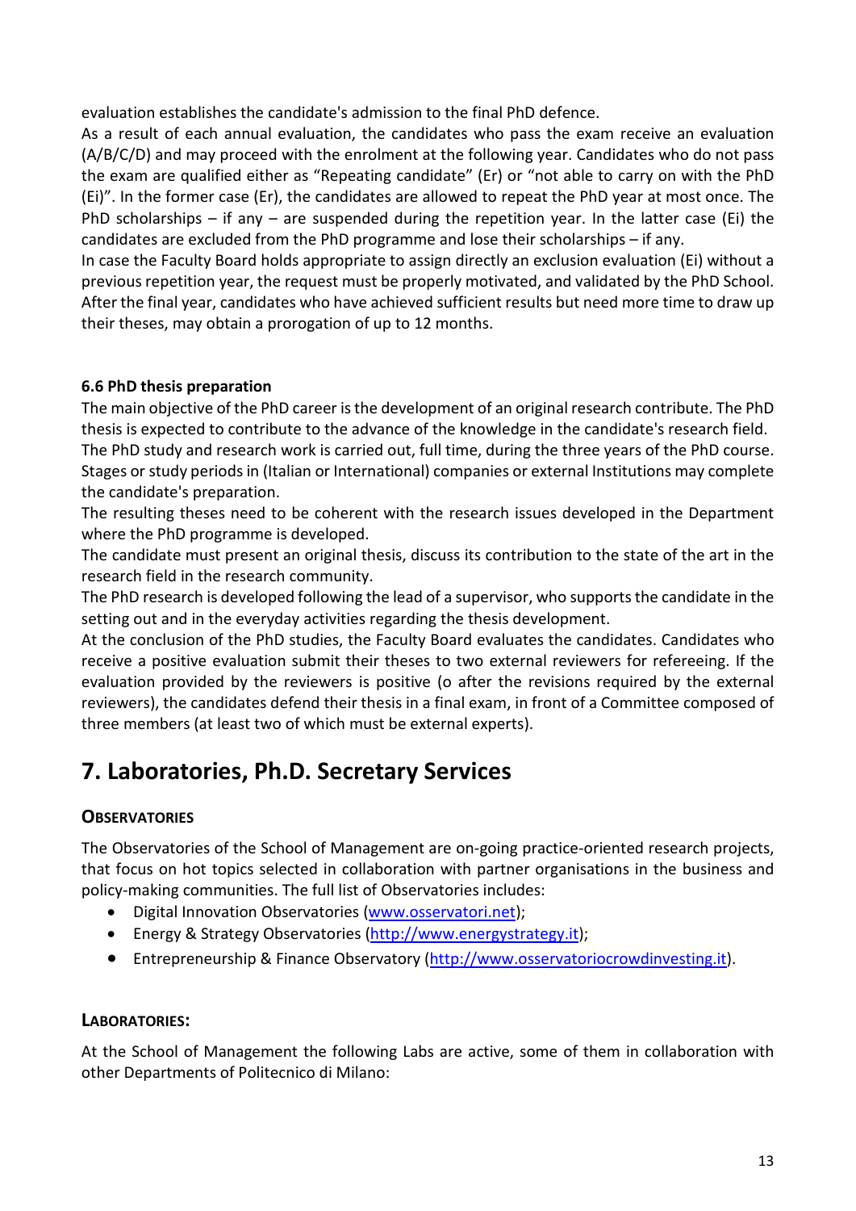evaluation establishes the candidate's admission to the final PhD defence.

As a result of each annual evaluation, the candidates who pass the exam receive an evaluation (A/B/C/D) and may proceed with the enrolment at the following year. Candidates who do not pass the exam are qualified either as "Repeating candidate" (Er) or "not able to carry on with the PhD (Ei)". In the former case (Er), the candidates are allowed to repeat the PhD year at most once. The PhD scholarships – if any – are suspended during the repetition year. In the latter case (Ei) the candidates are excluded from the PhD programme and lose their scholarships – if any.

In case the Faculty Board holds appropriate to assign directly an exclusion evaluation (Ei) without a previous repetition year, the request must be properly motivated, and validated by the PhD School.

After the final year, candidates who have achieved sufficient results but need more time to draw up their theses, may obtain a prorogation of up to 12 months.

### 6.6 PhD thesis preparation

The main objective of the PhD career is the development of an original research contribute. The PhD thesis is expected to contribute to the advance of the knowledge in the candidate's research field.

The PhD study and research work is carried out, full time, during the three years of the PhD course. Stages or study periods in (Italian or International) companies or external Institutions may complete the candidate's preparation.

The resulting theses need to be coherent with the research issues developed in the Department where the PhD programme is developed.

The candidate must present an original thesis, discuss its contribution to the state of the art in the research field in the research community.

The PhD research is developed following the lead of a supervisor, who supports the candidate in the setting out and in the everyday activities regarding the thesis development.

At the conclusion of the PhD studies, the Faculty Board evaluates the candidates. Candidates who receive a positive evaluation submit their theses to two external reviewers for refereeing. If the evaluation provided by the reviewers is positive (o after the revisions required by the external reviewers), the candidates defend their thesis in a final exam, in front of a Committee composed of three members (at least two of which must be external experts).

# 7. Laboratories, Ph.D. Secretary Services

### Observatories

The Observatories of the School of Management are on-going practice-oriented research projects, that focus on hot topics selected in collaboration with partner organisations in the business and policy-making communities. The full list of Observatories includes:

- Digital Innovation Observatories (www.osservatori.net);
- Energy & Strategy Observatories (http://www.energystrategy.it);
- Entrepreneurship & Finance Observatory (http://www.osservatoriocrowdinvesting.it).

### Laboratories:

At the School of Management the following Labs are active, some of them in collaboration with other Departments of Politecnico di Milano: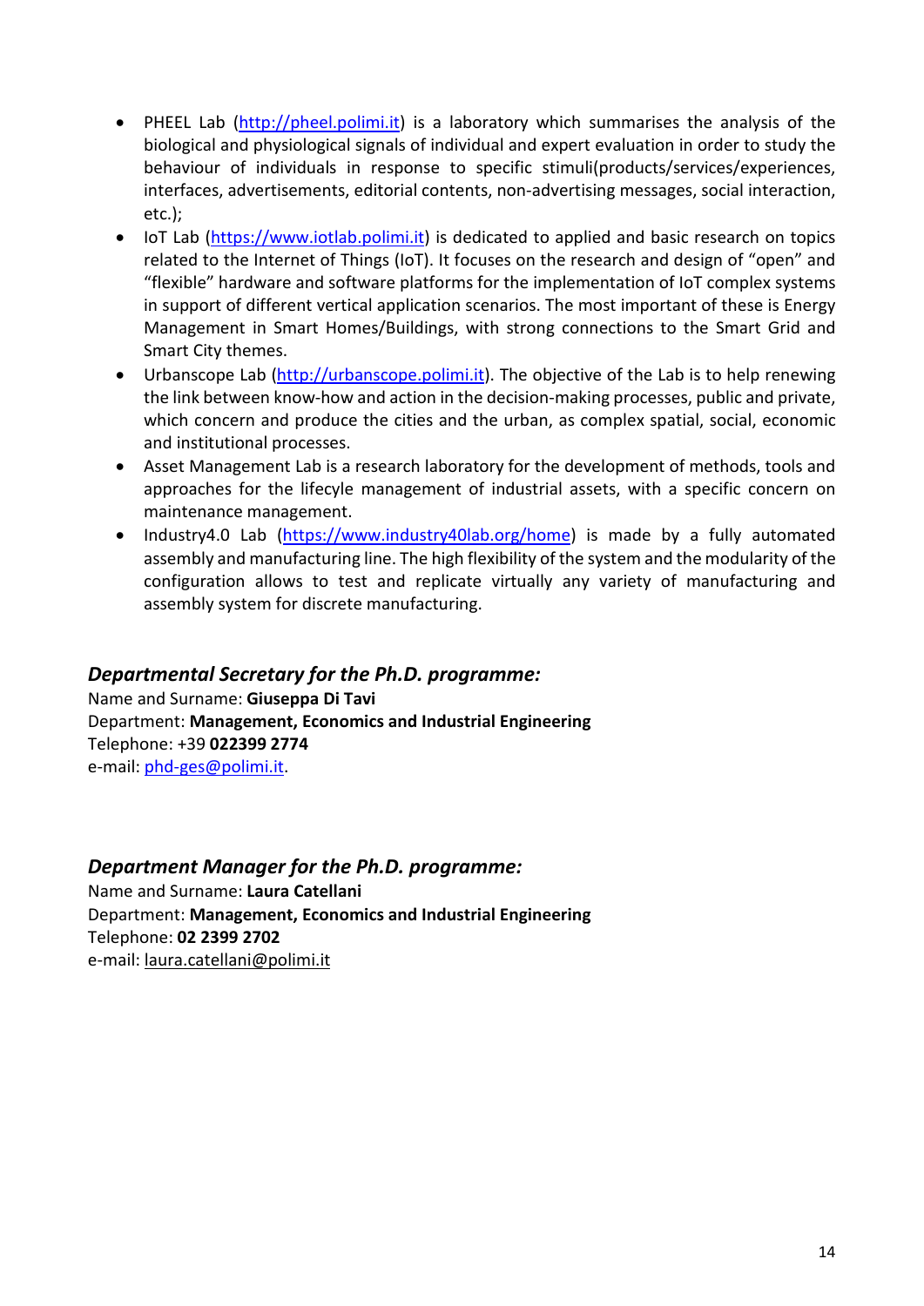- PHEEL Lab (http://pheel.polimi.it) is a laboratory which summarises the analysis of the biological and physiological signals of individual and expert evaluation in order to study the behaviour of individuals in response to specific stimuli(products/services/experiences, interfaces, advertisements, editorial contents, non-advertising messages, social interaction, etc.);
- IoT Lab (https://www.iotlab.polimi.it) is dedicated to applied and basic research on topics related to the Internet of Things (IoT). It focuses on the research and design of "open" and "flexible" hardware and software platforms for the implementation of IoT complex systems in support of different vertical application scenarios. The most important of these is Energy Management in Smart Homes/Buildings, with strong connections to the Smart Grid and Smart City themes.
- Urbanscope Lab (http://urbanscope.polimi.it). The objective of the Lab is to help renewing the link between know-how and action in the decision-making processes, public and private, which concern and produce the cities and the urban, as complex spatial, social, economic and institutional processes.
- Asset Management Lab is a research laboratory for the development of methods, tools and approaches for the lifecyle management of industrial assets, with a specific concern on maintenance management.
- Industry4.0 Lab (https://www.industry40lab.org/home) is made by a fully automated assembly and manufacturing line. The high flexibility of the system and the modularity of the configuration allows to test and replicate virtually any variety of manufacturing and assembly system for discrete manufacturing.

### *Departmental Secretary for the Ph.D. programme:*

Name and Surname: **Giuseppa Di Tavi**
Department: **Management, Economics and Industrial Engineering**
Telephone: +39 **022399 2774**
e-mail: phd-ges@polimi.it.

### *Department Manager for the Ph.D. programme:*

Name and Surname: **Laura Catellani**
Department: **Management, Economics and Industrial Engineering**
Telephone: **02 2399 2702**
e-mail: laura.catellani@polimi.it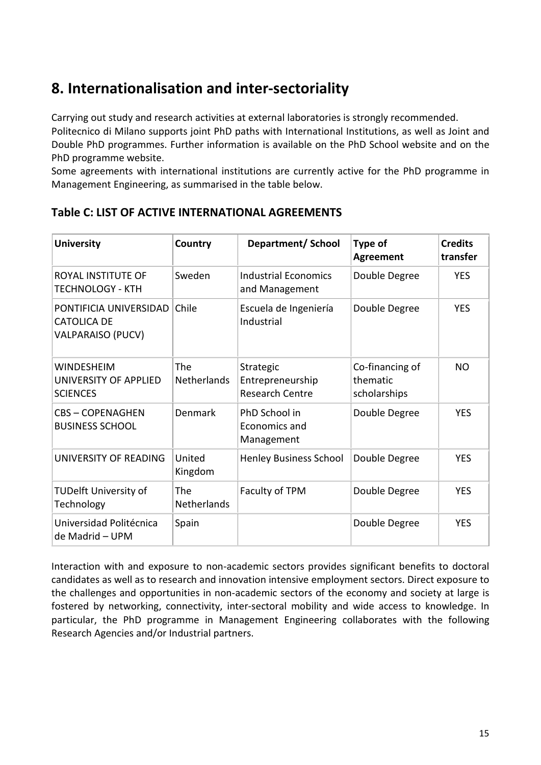## 8. Internationalisation and inter-sectoriality

Carrying out study and research activities at external laboratories is strongly recommended.
Politecnico di Milano supports joint PhD paths with International Institutions, as well as Joint and Double PhD programmes. Further information is available on the PhD School website and on the PhD programme website.
Some agreements with international institutions are currently active for the PhD programme in Management Engineering, as summarised in the table below.

### Table C: LIST OF ACTIVE INTERNATIONAL AGREEMENTS

| University | Country | Department/ School | Type of Agreement | Credits transfer |
|---|---|---|---|---|
| ROYAL INSTITUTE OF TECHNOLOGY - KTH | Sweden | Industrial Economics and Management | Double Degree | YES |
| PONTIFICIA UNIVERSIDAD CATOLICA DE VALPARAISO (PUCV) | Chile | Escuela de Ingeniería Industrial | Double Degree | YES |
| WINDESHEIM UNIVERSITY OF APPLIED SCIENCES | The Netherlands | Strategic Entrepreneurship Research Centre | Co-financing of thematic scholarships | NO |
| CBS – COPENAGHEN BUSINESS SCHOOL | Denmark | PhD School in Economics and Management | Double Degree | YES |
| UNIVERSITY OF READING | United Kingdom | Henley Business School | Double Degree | YES |
| TUDelft University of Technology | The Netherlands | Faculty of TPM | Double Degree | YES |
| Universidad Politécnica de Madrid – UPM | Spain | | Double Degree | YES |

Interaction with and exposure to non-academic sectors provides significant benefits to doctoral candidates as well as to research and innovation intensive employment sectors. Direct exposure to the challenges and opportunities in non-academic sectors of the economy and society at large is fostered by networking, connectivity, inter-sectoral mobility and wide access to knowledge. In particular, the PhD programme in Management Engineering collaborates with the following Research Agencies and/or Industrial partners.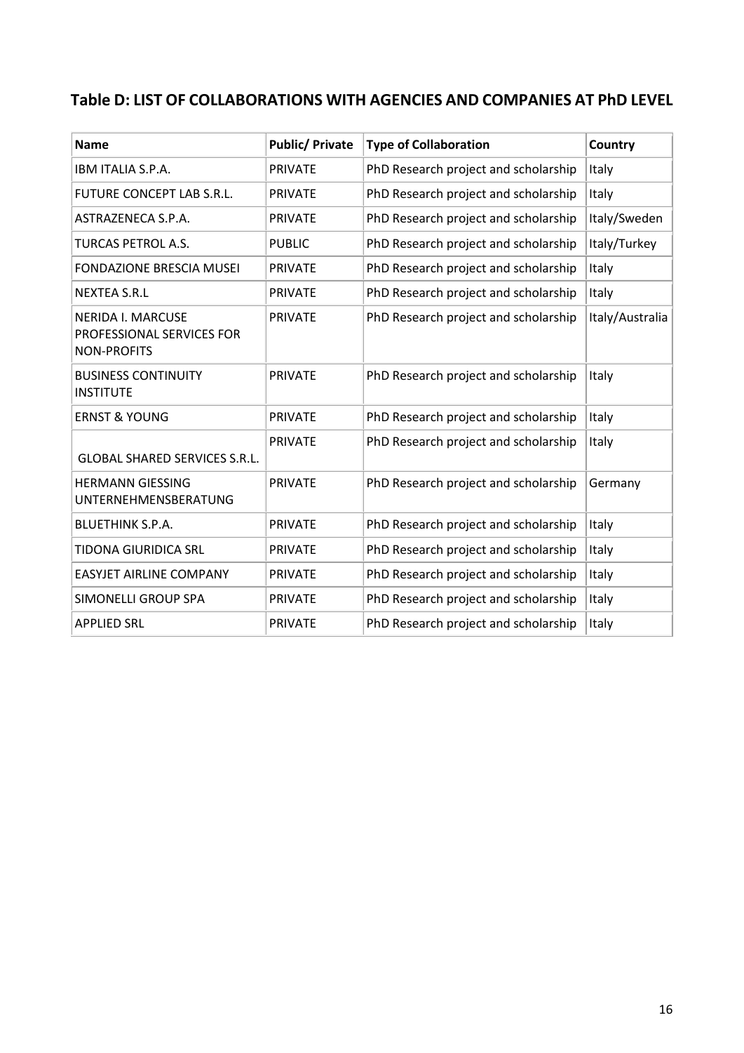## Table D: LIST OF COLLABORATIONS WITH AGENCIES AND COMPANIES AT PhD LEVEL

| Name | Public/ Private | Type of Collaboration | Country |
|---|---|---|---|
| IBM ITALIA S.P.A. | PRIVATE | PhD Research project and scholarship | Italy |
| FUTURE CONCEPT LAB S.R.L. | PRIVATE | PhD Research project and scholarship | Italy |
| ASTRAZENECA S.P.A. | PRIVATE | PhD Research project and scholarship | Italy/Sweden |
| TURCAS PETROL A.S. | PUBLIC | PhD Research project and scholarship | Italy/Turkey |
| FONDAZIONE BRESCIA MUSEI | PRIVATE | PhD Research project and scholarship | Italy |
| NEXTEA S.R.L | PRIVATE | PhD Research project and scholarship | Italy |
| NERIDA I. MARCUSE PROFESSIONAL SERVICES FOR NON-PROFITS | PRIVATE | PhD Research project and scholarship | Italy/Australia |
| BUSINESS CONTINUITY INSTITUTE | PRIVATE | PhD Research project and scholarship | Italy |
| ERNST & YOUNG | PRIVATE | PhD Research project and scholarship | Italy |
| GLOBAL SHARED SERVICES S.R.L. | PRIVATE | PhD Research project and scholarship | Italy |
| HERMANN GIESSING UNTERNEHMENSBERATUNG | PRIVATE | PhD Research project and scholarship | Germany |
| BLUETHINK S.P.A. | PRIVATE | PhD Research project and scholarship | Italy |
| TIDONA GIURIDICA SRL | PRIVATE | PhD Research project and scholarship | Italy |
| EASYJET AIRLINE COMPANY | PRIVATE | PhD Research project and scholarship | Italy |
| SIMONELLI GROUP SPA | PRIVATE | PhD Research project and scholarship | Italy |
| APPLIED SRL | PRIVATE | PhD Research project and scholarship | Italy |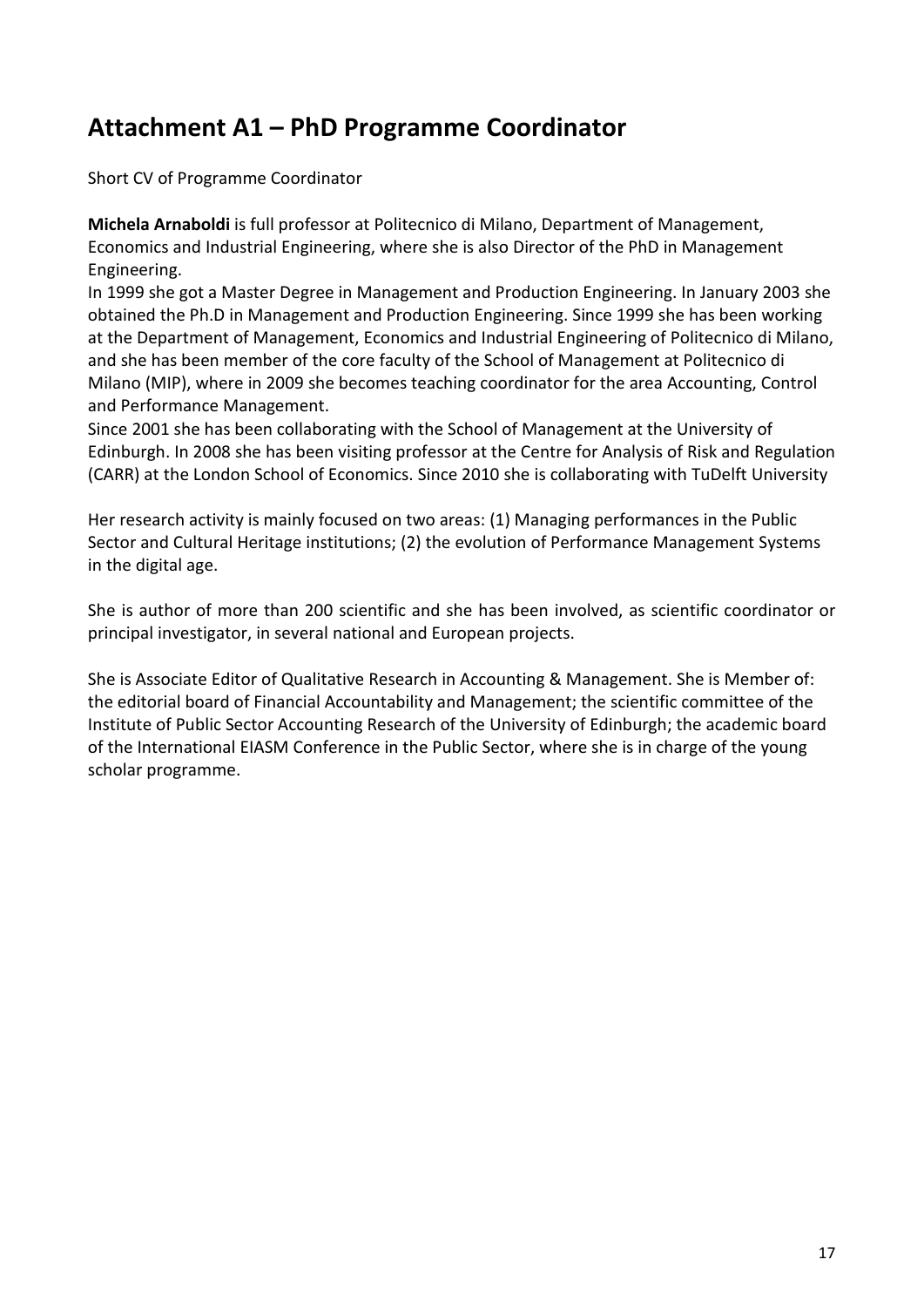# Attachment A1 – PhD Programme Coordinator

Short CV of Programme Coordinator

**Michela Arnaboldi** is full professor at Politecnico di Milano, Department of Management, Economics and Industrial Engineering, where she is also Director of the PhD in Management Engineering.

In 1999 she got a Master Degree in Management and Production Engineering. In January 2003 she obtained the Ph.D in Management and Production Engineering. Since 1999 she has been working at the Department of Management, Economics and Industrial Engineering of Politecnico di Milano, and she has been member of the core faculty of the School of Management at Politecnico di Milano (MIP), where in 2009 she becomes teaching coordinator for the area Accounting, Control and Performance Management.

Since 2001 she has been collaborating with the School of Management at the University of Edinburgh. In 2008 she has been visiting professor at the Centre for Analysis of Risk and Regulation (CARR) at the London School of Economics. Since 2010 she is collaborating with TuDelft University

Her research activity is mainly focused on two areas: (1) Managing performances in the Public Sector and Cultural Heritage institutions; (2) the evolution of Performance Management Systems in the digital age.

She is author of more than 200 scientific and she has been involved, as scientific coordinator or principal investigator, in several national and European projects.

She is Associate Editor of Qualitative Research in Accounting & Management. She is Member of: the editorial board of Financial Accountability and Management; the scientific committee of the Institute of Public Sector Accounting Research of the University of Edinburgh; the academic board of the International EIASM Conference in the Public Sector, where she is in charge of the young scholar programme.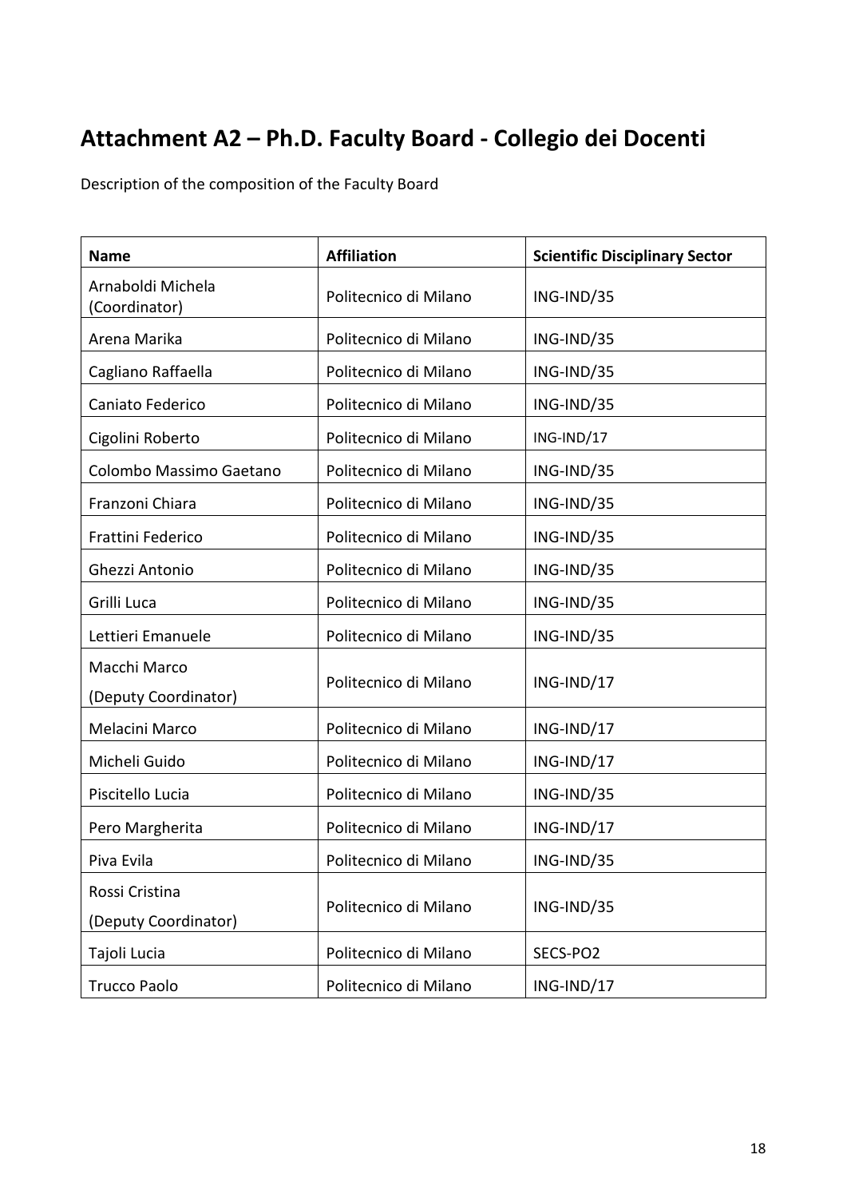# Attachment A2 – Ph.D. Faculty Board - Collegio dei Docenti

Description of the composition of the Faculty Board

| Name | Affiliation | Scientific Disciplinary Sector |
|---|---|---|
| Arnaboldi Michela (Coordinator) | Politecnico di Milano | ING-IND/35 |
| Arena Marika | Politecnico di Milano | ING-IND/35 |
| Cagliano Raffaella | Politecnico di Milano | ING-IND/35 |
| Caniato Federico | Politecnico di Milano | ING-IND/35 |
| Cigolini Roberto | Politecnico di Milano | ING-IND/17 |
| Colombo Massimo Gaetano | Politecnico di Milano | ING-IND/35 |
| Franzoni Chiara | Politecnico di Milano | ING-IND/35 |
| Frattini Federico | Politecnico di Milano | ING-IND/35 |
| Ghezzi Antonio | Politecnico di Milano | ING-IND/35 |
| Grilli Luca | Politecnico di Milano | ING-IND/35 |
| Lettieri Emanuele | Politecnico di Milano | ING-IND/35 |
| Macchi Marco (Deputy Coordinator) | Politecnico di Milano | ING-IND/17 |
| Melacini Marco | Politecnico di Milano | ING-IND/17 |
| Micheli Guido | Politecnico di Milano | ING-IND/17 |
| Piscitello Lucia | Politecnico di Milano | ING-IND/35 |
| Pero Margherita | Politecnico di Milano | ING-IND/17 |
| Piva Evila | Politecnico di Milano | ING-IND/35 |
| Rossi Cristina (Deputy Coordinator) | Politecnico di Milano | ING-IND/35 |
| Tajoli Lucia | Politecnico di Milano | SECS-PO2 |
| Trucco Paolo | Politecnico di Milano | ING-IND/17 |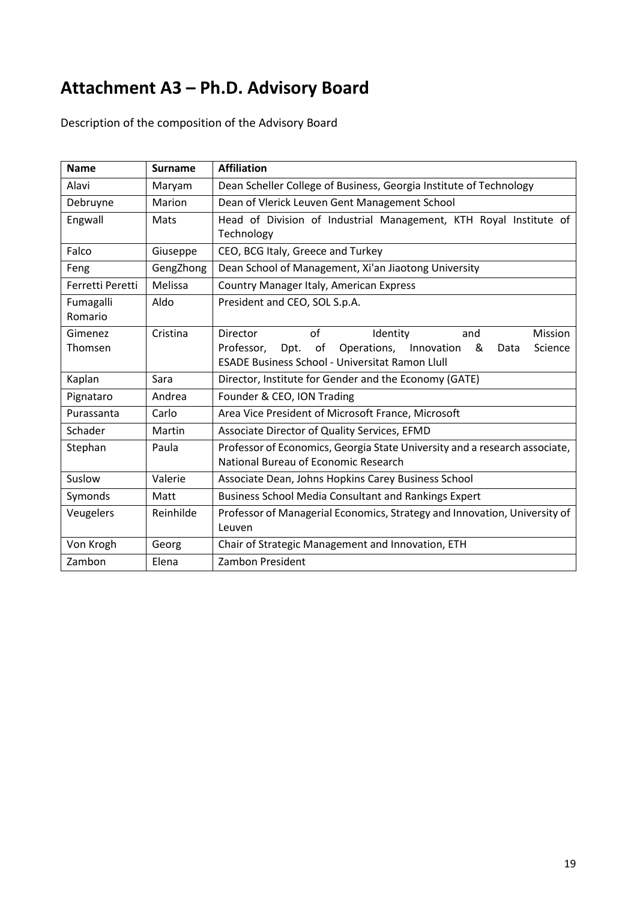# Attachment A3 – Ph.D. Advisory Board

Description of the composition of the Advisory Board

| Name | Surname | Affiliation |
| --- | --- | --- |
| Alavi | Maryam | Dean Scheller College of Business, Georgia Institute of Technology |
| Debruyne | Marion | Dean of Vlerick Leuven Gent Management School |
| Engwall | Mats | Head of Division of Industrial Management, KTH Royal Institute of Technology |
| Falco | Giuseppe | CEO, BCG Italy, Greece and Turkey |
| Feng | GengZhong | Dean School of Management, Xi'an Jiaotong University |
| Ferretti Peretti | Melissa | Country Manager Italy, American Express |
| Fumagalli Romario | Aldo | President and CEO, SOL S.p.A. |
| Gimenez Thomsen | Cristina | Director of Identity and Mission Professor, Dpt. of Operations, Innovation & Data Science ESADE Business School - Universitat Ramon Llull |
| Kaplan | Sara | Director, Institute for Gender and the Economy (GATE) |
| Pignataro | Andrea | Founder & CEO, ION Trading |
| Purassanta | Carlo | Area Vice President of Microsoft France, Microsoft |
| Schader | Martin | Associate Director of Quality Services, EFMD |
| Stephan | Paula | Professor of Economics, Georgia State University and a research associate, National Bureau of Economic Research |
| Suslow | Valerie | Associate Dean, Johns Hopkins Carey Business School |
| Symonds | Matt | Business School Media Consultant and Rankings Expert |
| Veugelers | Reinhilde | Professor of Managerial Economics, Strategy and Innovation, University of Leuven |
| Von Krogh | Georg | Chair of Strategic Management and Innovation, ETH |
| Zambon | Elena | Zambon President |